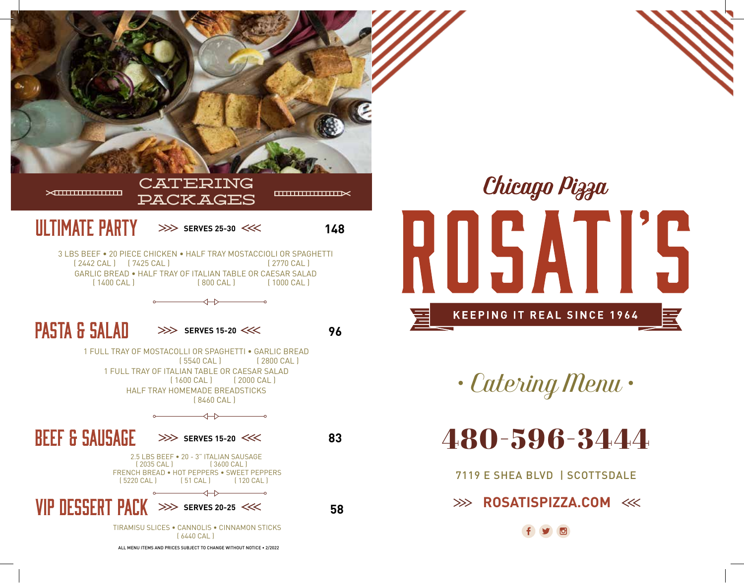## CATERING PACKAGES

### ULTIMATE PARTY >>> SERVES 25-30 <<< 148

3 LBS BEEF ( 2442 CAL ) • 20 PIECE CHICKEN ( 7425 CAL ) • HALF TRAY MOSTACCIOLI OR SPAGHETTI ( 2770 CAL )
GARLIC BREAD ( 1400 CAL ) • HALF TRAY OF ITALIAN TABLE ( 800 CAL ) OR CAESAR SALAD ( 1000 CAL )

### PASTA & SALAD >>> SERVES 15-20 <<< 96

1 FULL TRAY OF MOSTACOLLI OR SPAGHETTI ( 5540 CAL ) • GARLIC BREAD ( 2800 CAL )
1 FULL TRAY OF ITALIAN TABLE ( 1600 CAL ) OR CAESAR SALAD ( 2000 CAL )
HALF TRAY HOMEMADE BREADSTICKS ( 8460 CAL )

### BEEF & SAUSAGE >>> SERVES 15-20 <<< 83

2.5 LBS BEEF ( 2035 CAL ) • 20 - 3" ITALIAN SAUSAGE ( 3600 CAL )
FRENCH BREAD ( 5220 CAL ) • HOT PEPPERS ( 51 CAL ) • SWEET PEPPERS ( 120 CAL )

### VIP DESSERT PACK >>> SERVES 20-25 <<< 58

TIRAMISU SLICES • CANNOLIS • CINNAMON STICKS
( 6440 CAL )

ALL MENU ITEMS AND PRICES SUBJECT TO CHANGE WITHOUT NOTICE • 2/2022

*Chicago Pizza*

# ROSATI'S

**KEEPING IT REAL SINCE 1964**

*• Catering Menu •*

## 480-596-3444

7119 E SHEA BLVD | SCOTTSDALE

>>> **ROSATISPIZZA.COM** <<<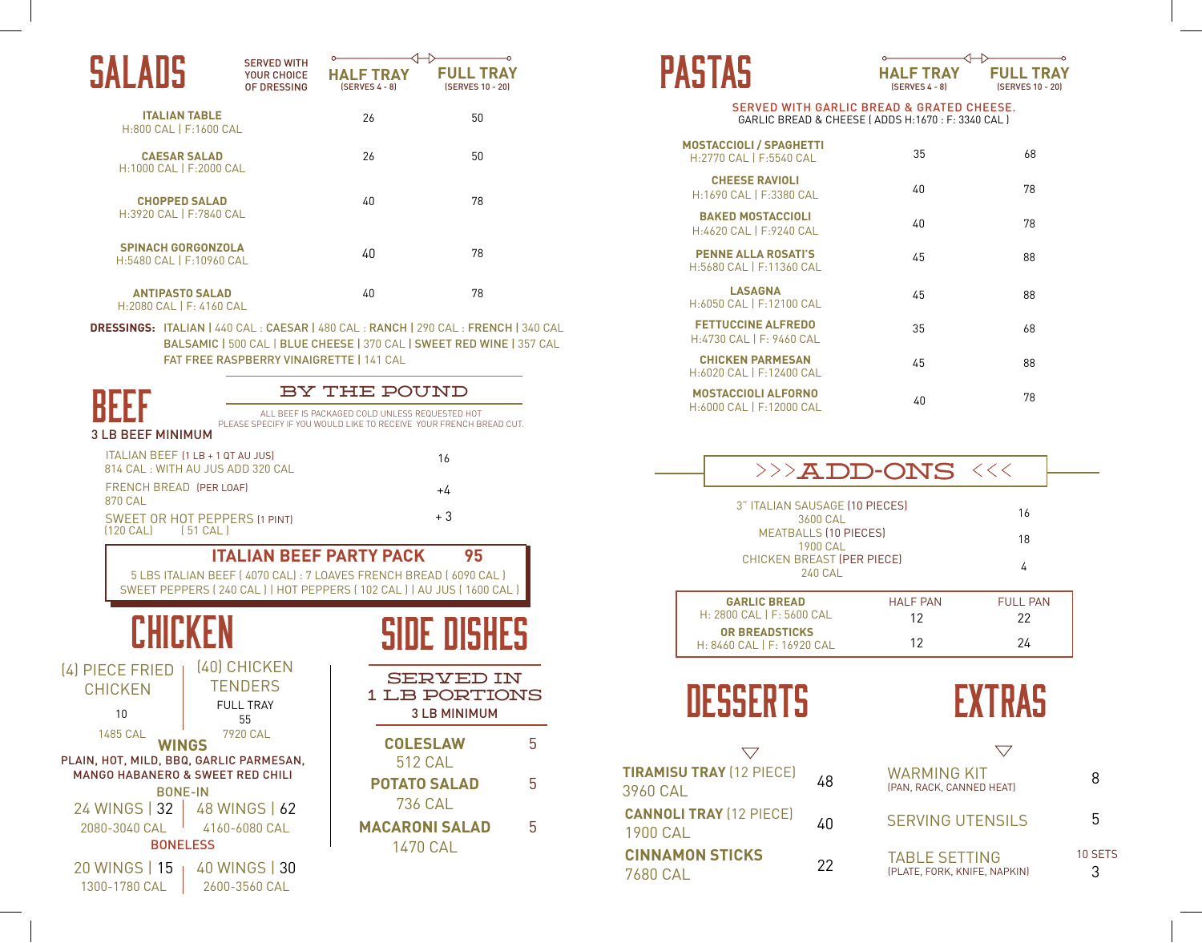# SALADS

SERVED WITH YOUR CHOICE OF DRESSING

| | HALF TRAY (SERVES 4 - 8) | FULL TRAY (SERVES 10 - 20) |
|---|---|---|
| **ITALIAN TABLE** H:800 CAL \| F:1600 CAL | 26 | 50 |
| **CAESAR SALAD** H:1000 CAL \| F:2000 CAL | 26 | 50 |
| **CHOPPED SALAD** H:3920 CAL \| F:7840 CAL | 40 | 78 |
| **SPINACH GORGONZOLA** H:5480 CAL \| F:10960 CAL | 40 | 78 |
| **ANTIPASTO SALAD** H:2080 CAL \| F: 4160 CAL | 40 | 78 |

**DRESSINGS:** ITALIAN | 440 CAL : CAESAR | 480 CAL : RANCH | 290 CAL : FRENCH | 340 CAL
BALSAMIC | 500 CAL | BLUE CHEESE | 370 CAL | SWEET RED WINE | 357 CAL
FAT FREE RASPBERRY VINAIGRETTE | 141 CAL

# BEEF

3 LB BEEF MINIMUM

## BY THE POUND

ALL BEEF IS PACKAGED COLD UNLESS REQUESTED HOT
PLEASE SPECIFY IF YOU WOULD LIKE TO RECEIVE YOUR FRENCH BREAD CUT.

| | |
|---|---|
| ITALIAN BEEF (1 LB + 1 QT AU JUS) 814 CAL : WITH AU JUS ADD 320 CAL | 16 |
| FRENCH BREAD (PER LOAF) 870 CAL | +4 |
| SWEET OR HOT PEPPERS (1 PINT) (120 CAL) (51 CAL) | + 3 |

**ITALIAN BEEF PARTY PACK 95**

5 LBS ITALIAN BEEF ( 4070 CAL) : 7 LOAVES FRENCH BREAD ( 6090 CAL )
SWEET PEPPERS ( 240 CAL ) | HOT PEPPERS ( 102 CAL ) | AU JUS ( 1600 CAL )

# CHICKEN

(4) PIECE FRIED CHICKEN
10
1485 CAL

(40) CHICKEN TENDERS
FULL TRAY
55
7920 CAL

**WINGS**

PLAIN, HOT, MILD, BBQ, GARLIC PARMESAN, MANGO HABANERO & SWEET RED CHILI

BONE-IN
24 WINGS | 32 — 2080-3040 CAL
48 WINGS | 62 — 4160-6080 CAL

BONELESS
20 WINGS | 15 — 1300-1780 CAL
40 WINGS | 30 — 2600-3560 CAL

# SIDE DISHES

SERVED IN 1 LB PORTIONS
3 LB MINIMUM

| | |
|---|---|
| **COLESLAW** 512 CAL | 5 |
| **POTATO SALAD** 736 CAL | 5 |
| **MACARONI SALAD** 1470 CAL | 5 |

# PASTAS

SERVED WITH GARLIC BREAD & GRATED CHEESE.
GARLIC BREAD & CHEESE ( ADDS H:1670 : F: 3340 CAL )

| | HALF TRAY (SERVES 4 - 8) | FULL TRAY (SERVES 10 - 20) |
|---|---|---|
| **MOSTACCIOLI / SPAGHETTI** H:2770 CAL \| F:5540 CAL | 35 | 68 |
| **CHEESE RAVIOLI** H:1690 CAL \| F:3380 CAL | 40 | 78 |
| **BAKED MOSTACCIOLI** H:4620 CAL \| F:9240 CAL | 40 | 78 |
| **PENNE ALLA ROSATI'S** H:5680 CAL \| F:11360 CAL | 45 | 88 |
| **LASAGNA** H:6050 CAL \| F:12100 CAL | 45 | 88 |
| **FETTUCCINE ALFREDO** H:4730 CAL \| F: 9460 CAL | 35 | 68 |
| **CHICKEN PARMESAN** H:6020 CAL \| F:12400 CAL | 45 | 88 |
| **MOSTACCIOLI ALFORNO** H:6000 CAL \| F:12000 CAL | 40 | 78 |

## >>>ADD-ONS <<<

| | |
|---|---|
| 3" ITALIAN SAUSAGE (10 PIECES) 3600 CAL | 16 |
| MEATBALLS (10 PIECES) 1900 CAL | 18 |
| CHICKEN BREAST (PER PIECE) 240 CAL | 4 |

| | HALF PAN | FULL PAN |
|---|---|---|
| **GARLIC BREAD** H: 2800 CAL \| F: 5600 CAL | 12 | 22 |
| **OR BREADSTICKS** H: 8460 CAL \| F: 16920 CAL | 12 | 24 |

# DESSERTS

| | |
|---|---|
| **TIRAMISU TRAY** (12 PIECE) 3960 CAL | 48 |
| **CANNOLI TRAY** (12 PIECE) 1900 CAL | 40 |
| **CINNAMON STICKS** 7680 CAL | 22 |

# EXTRAS

| | |
|---|---|
| WARMING KIT (PAN, RACK, CANNED HEAT) | 8 |
| SERVING UTENSILS | 5 |
| TABLE SETTING (PLATE, FORK, KNIFE, NAPKIN) | 10 SETS 3 |